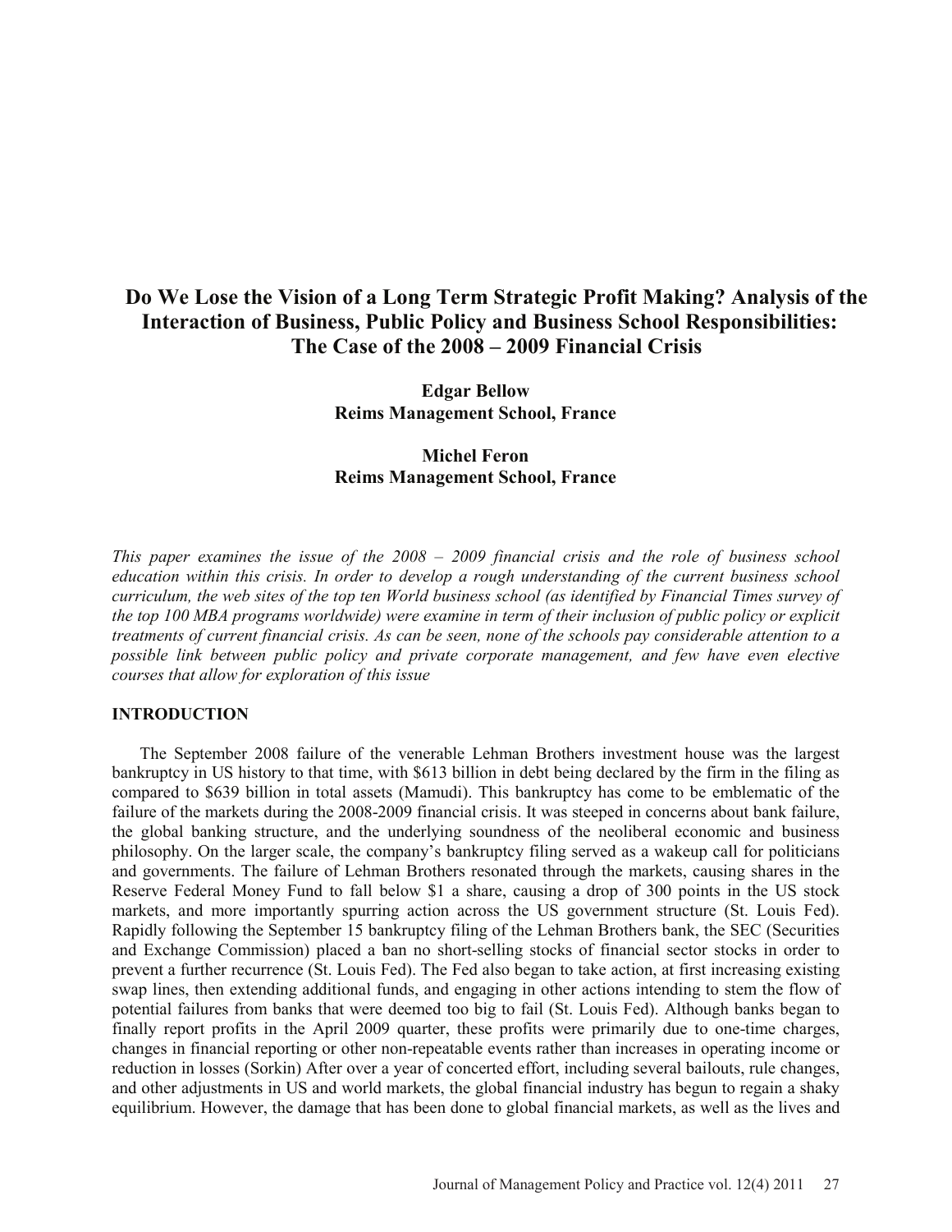# Do We Lose the Vision of a Long Term Strategic Profit Making? Analysis of the Interaction of Business, Public Policy and Business School Responsibilities: The Case of the 2008 – 2009 Financial Crisis

**Edgar Bellow**
**Reims Management School, France**

**Michel Feron**
**Reims Management School, France**

*This paper examines the issue of the 2008 – 2009 financial crisis and the role of business school education within this crisis. In order to develop a rough understanding of the current business school curriculum, the web sites of the top ten World business school (as identified by Financial Times survey of the top 100 MBA programs worldwide) were examine in term of their inclusion of public policy or explicit treatments of current financial crisis. As can be seen, none of the schools pay considerable attention to a possible link between public policy and private corporate management, and few have even elective courses that allow for exploration of this issue*

## INTRODUCTION

The September 2008 failure of the venerable Lehman Brothers investment house was the largest bankruptcy in US history to that time, with $613 billion in debt being declared by the firm in the filing as compared to $639 billion in total assets (Mamudi). This bankruptcy has come to be emblematic of the failure of the markets during the 2008-2009 financial crisis. It was steeped in concerns about bank failure, the global banking structure, and the underlying soundness of the neoliberal economic and business philosophy. On the larger scale, the company's bankruptcy filing served as a wakeup call for politicians and governments. The failure of Lehman Brothers resonated through the markets, causing shares in the Reserve Federal Money Fund to fall below $1 a share, causing a drop of 300 points in the US stock markets, and more importantly spurring action across the US government structure (St. Louis Fed). Rapidly following the September 15 bankruptcy filing of the Lehman Brothers bank, the SEC (Securities and Exchange Commission) placed a ban no short-selling stocks of financial sector stocks in order to prevent a further recurrence (St. Louis Fed). The Fed also began to take action, at first increasing existing swap lines, then extending additional funds, and engaging in other actions intending to stem the flow of potential failures from banks that were deemed too big to fail (St. Louis Fed). Although banks began to finally report profits in the April 2009 quarter, these profits were primarily due to one-time charges, changes in financial reporting or other non-repeatable events rather than increases in operating income or reduction in losses (Sorkin) After over a year of concerted effort, including several bailouts, rule changes, and other adjustments in US and world markets, the global financial industry has begun to regain a shaky equilibrium. However, the damage that has been done to global financial markets, as well as the lives and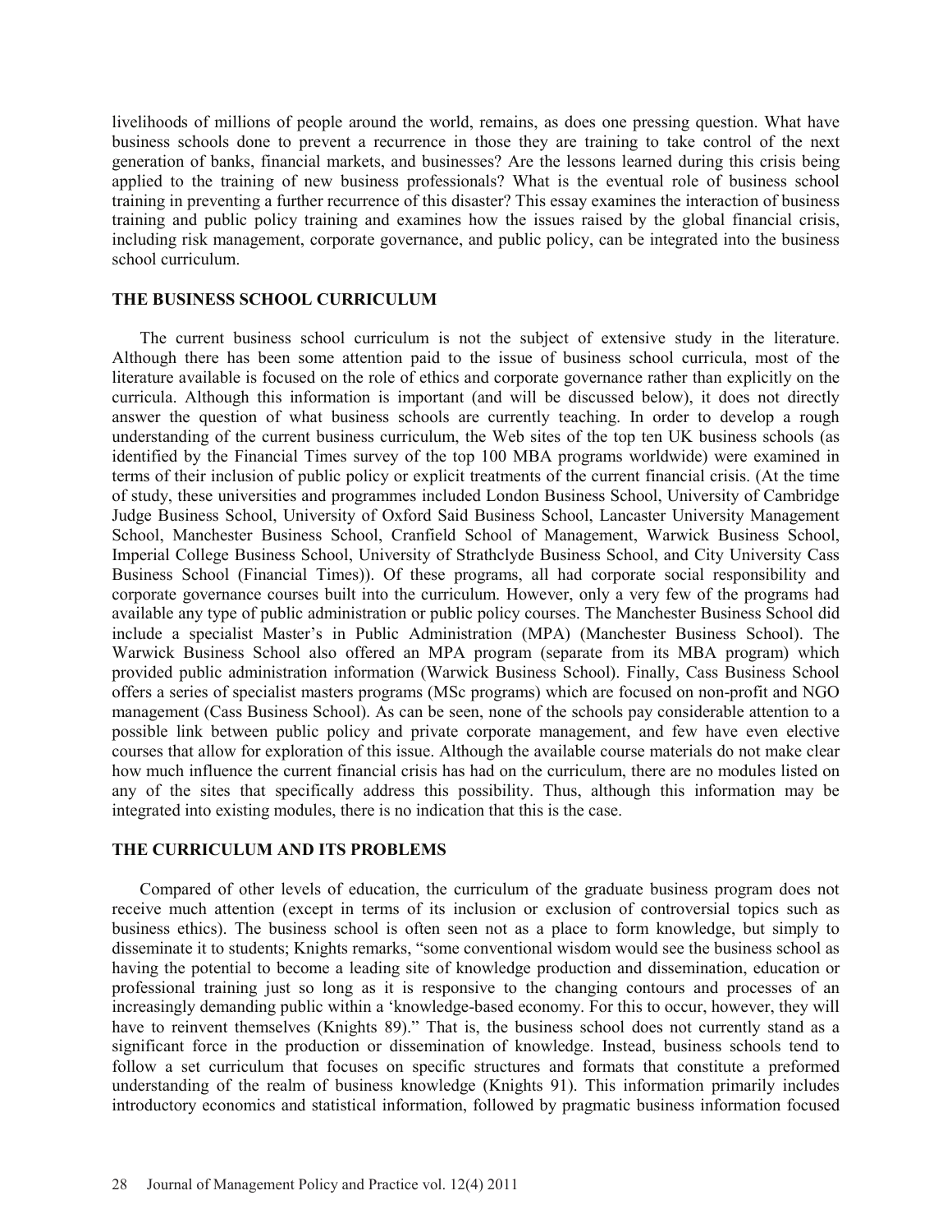livelihoods of millions of people around the world, remains, as does one pressing question. What have business schools done to prevent a recurrence in those they are training to take control of the next generation of banks, financial markets, and businesses? Are the lessons learned during this crisis being applied to the training of new business professionals? What is the eventual role of business school training in preventing a further recurrence of this disaster? This essay examines the interaction of business training and public policy training and examines how the issues raised by the global financial crisis, including risk management, corporate governance, and public policy, can be integrated into the business school curriculum.

## THE BUSINESS SCHOOL CURRICULUM

The current business school curriculum is not the subject of extensive study in the literature. Although there has been some attention paid to the issue of business school curricula, most of the literature available is focused on the role of ethics and corporate governance rather than explicitly on the curricula. Although this information is important (and will be discussed below), it does not directly answer the question of what business schools are currently teaching. In order to develop a rough understanding of the current business curriculum, the Web sites of the top ten UK business schools (as identified by the Financial Times survey of the top 100 MBA programs worldwide) were examined in terms of their inclusion of public policy or explicit treatments of the current financial crisis. (At the time of study, these universities and programmes included London Business School, University of Cambridge Judge Business School, University of Oxford Said Business School, Lancaster University Management School, Manchester Business School, Cranfield School of Management, Warwick Business School, Imperial College Business School, University of Strathclyde Business School, and City University Cass Business School (Financial Times)). Of these programs, all had corporate social responsibility and corporate governance courses built into the curriculum. However, only a very few of the programs had available any type of public administration or public policy courses. The Manchester Business School did include a specialist Master's in Public Administration (MPA) (Manchester Business School). The Warwick Business School also offered an MPA program (separate from its MBA program) which provided public administration information (Warwick Business School). Finally, Cass Business School offers a series of specialist masters programs (MSc programs) which are focused on non-profit and NGO management (Cass Business School). As can be seen, none of the schools pay considerable attention to a possible link between public policy and private corporate management, and few have even elective courses that allow for exploration of this issue. Although the available course materials do not make clear how much influence the current financial crisis has had on the curriculum, there are no modules listed on any of the sites that specifically address this possibility. Thus, although this information may be integrated into existing modules, there is no indication that this is the case.

## THE CURRICULUM AND ITS PROBLEMS

Compared of other levels of education, the curriculum of the graduate business program does not receive much attention (except in terms of its inclusion or exclusion of controversial topics such as business ethics). The business school is often seen not as a place to form knowledge, but simply to disseminate it to students; Knights remarks, "some conventional wisdom would see the business school as having the potential to become a leading site of knowledge production and dissemination, education or professional training just so long as it is responsive to the changing contours and processes of an increasingly demanding public within a 'knowledge-based economy. For this to occur, however, they will have to reinvent themselves (Knights 89)." That is, the business school does not currently stand as a significant force in the production or dissemination of knowledge. Instead, business schools tend to follow a set curriculum that focuses on specific structures and formats that constitute a preformed understanding of the realm of business knowledge (Knights 91). This information primarily includes introductory economics and statistical information, followed by pragmatic business information focused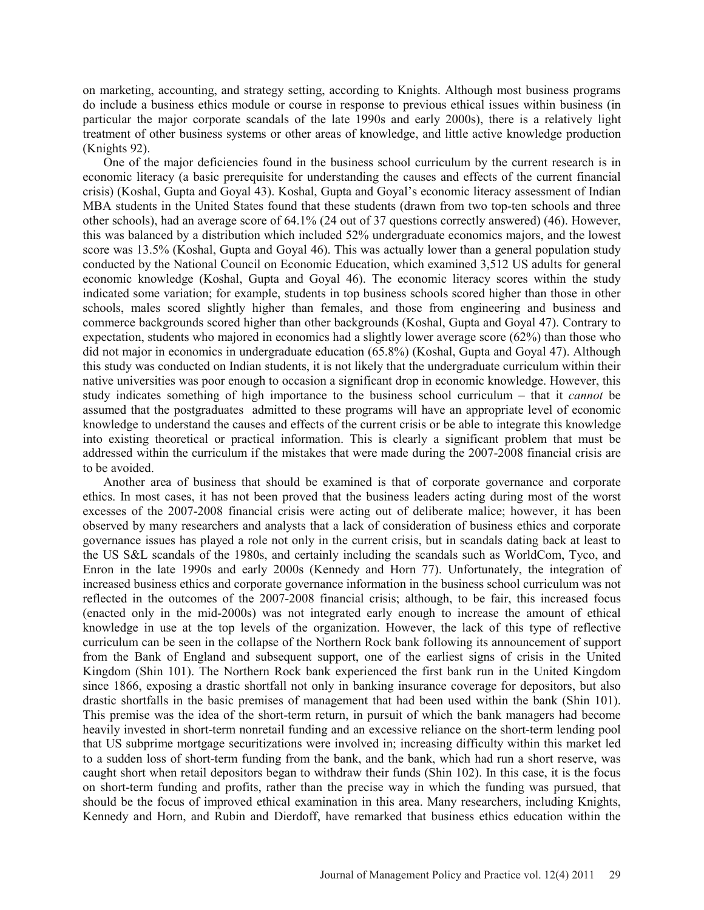on marketing, accounting, and strategy setting, according to Knights. Although most business programs do include a business ethics module or course in response to previous ethical issues within business (in particular the major corporate scandals of the late 1990s and early 2000s), there is a relatively light treatment of other business systems or other areas of knowledge, and little active knowledge production (Knights 92).

One of the major deficiencies found in the business school curriculum by the current research is in economic literacy (a basic prerequisite for understanding the causes and effects of the current financial crisis) (Koshal, Gupta and Goyal 43). Koshal, Gupta and Goyal's economic literacy assessment of Indian MBA students in the United States found that these students (drawn from two top-ten schools and three other schools), had an average score of 64.1% (24 out of 37 questions correctly answered) (46). However, this was balanced by a distribution which included 52% undergraduate economics majors, and the lowest score was 13.5% (Koshal, Gupta and Goyal 46). This was actually lower than a general population study conducted by the National Council on Economic Education, which examined 3,512 US adults for general economic knowledge (Koshal, Gupta and Goyal 46). The economic literacy scores within the study indicated some variation; for example, students in top business schools scored higher than those in other schools, males scored slightly higher than females, and those from engineering and business and commerce backgrounds scored higher than other backgrounds (Koshal, Gupta and Goyal 47). Contrary to expectation, students who majored in economics had a slightly lower average score (62%) than those who did not major in economics in undergraduate education (65.8%) (Koshal, Gupta and Goyal 47). Although this study was conducted on Indian students, it is not likely that the undergraduate curriculum within their native universities was poor enough to occasion a significant drop in economic knowledge. However, this study indicates something of high importance to the business school curriculum – that it *cannot* be assumed that the postgraduates admitted to these programs will have an appropriate level of economic knowledge to understand the causes and effects of the current crisis or be able to integrate this knowledge into existing theoretical or practical information. This is clearly a significant problem that must be addressed within the curriculum if the mistakes that were made during the 2007-2008 financial crisis are to be avoided.

Another area of business that should be examined is that of corporate governance and corporate ethics. In most cases, it has not been proved that the business leaders acting during most of the worst excesses of the 2007-2008 financial crisis were acting out of deliberate malice; however, it has been observed by many researchers and analysts that a lack of consideration of business ethics and corporate governance issues has played a role not only in the current crisis, but in scandals dating back at least to the US S&L scandals of the 1980s, and certainly including the scandals such as WorldCom, Tyco, and Enron in the late 1990s and early 2000s (Kennedy and Horn 77). Unfortunately, the integration of increased business ethics and corporate governance information in the business school curriculum was not reflected in the outcomes of the 2007-2008 financial crisis; although, to be fair, this increased focus (enacted only in the mid-2000s) was not integrated early enough to increase the amount of ethical knowledge in use at the top levels of the organization. However, the lack of this type of reflective curriculum can be seen in the collapse of the Northern Rock bank following its announcement of support from the Bank of England and subsequent support, one of the earliest signs of crisis in the United Kingdom (Shin 101). The Northern Rock bank experienced the first bank run in the United Kingdom since 1866, exposing a drastic shortfall not only in banking insurance coverage for depositors, but also drastic shortfalls in the basic premises of management that had been used within the bank (Shin 101). This premise was the idea of the short-term return, in pursuit of which the bank managers had become heavily invested in short-term nonretail funding and an excessive reliance on the short-term lending pool that US subprime mortgage securitizations were involved in; increasing difficulty within this market led to a sudden loss of short-term funding from the bank, and the bank, which had run a short reserve, was caught short when retail depositors began to withdraw their funds (Shin 102). In this case, it is the focus on short-term funding and profits, rather than the precise way in which the funding was pursued, that should be the focus of improved ethical examination in this area. Many researchers, including Knights, Kennedy and Horn, and Rubin and Dierdoff, have remarked that business ethics education within the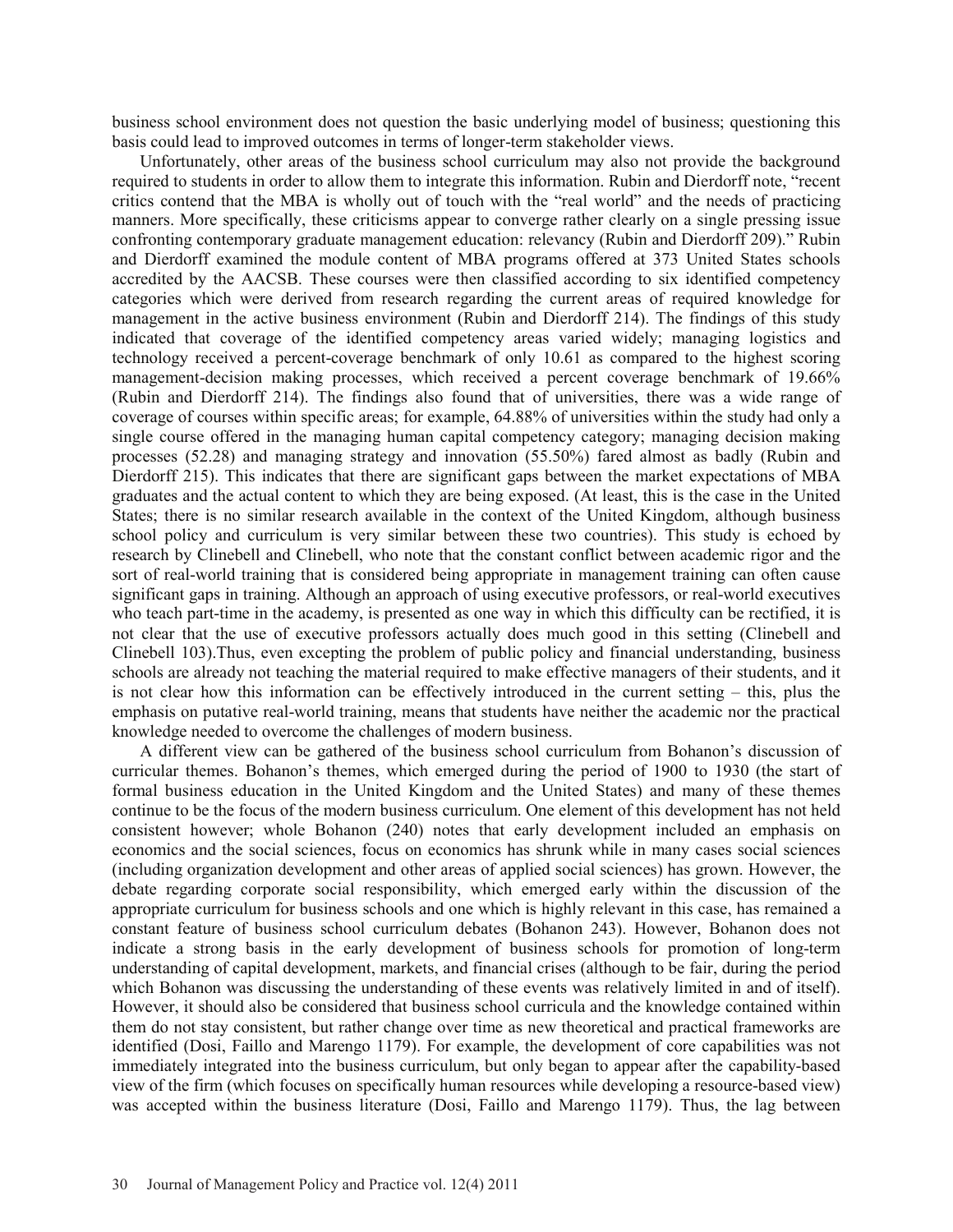business school environment does not question the basic underlying model of business; questioning this basis could lead to improved outcomes in terms of longer-term stakeholder views.

Unfortunately, other areas of the business school curriculum may also not provide the background required to students in order to allow them to integrate this information. Rubin and Dierdorff note, "recent critics contend that the MBA is wholly out of touch with the "real world" and the needs of practicing manners. More specifically, these criticisms appear to converge rather clearly on a single pressing issue confronting contemporary graduate management education: relevancy (Rubin and Dierdorff 209)." Rubin and Dierdorff examined the module content of MBA programs offered at 373 United States schools accredited by the AACSB. These courses were then classified according to six identified competency categories which were derived from research regarding the current areas of required knowledge for management in the active business environment (Rubin and Dierdorff 214). The findings of this study indicated that coverage of the identified competency areas varied widely; managing logistics and technology received a percent-coverage benchmark of only 10.61 as compared to the highest scoring management-decision making processes, which received a percent coverage benchmark of 19.66% (Rubin and Dierdorff 214). The findings also found that of universities, there was a wide range of coverage of courses within specific areas; for example, 64.88% of universities within the study had only a single course offered in the managing human capital competency category; managing decision making processes (52.28) and managing strategy and innovation (55.50%) fared almost as badly (Rubin and Dierdorff 215). This indicates that there are significant gaps between the market expectations of MBA graduates and the actual content to which they are being exposed. (At least, this is the case in the United States; there is no similar research available in the context of the United Kingdom, although business school policy and curriculum is very similar between these two countries). This study is echoed by research by Clinebell and Clinebell, who note that the constant conflict between academic rigor and the sort of real-world training that is considered being appropriate in management training can often cause significant gaps in training. Although an approach of using executive professors, or real-world executives who teach part-time in the academy, is presented as one way in which this difficulty can be rectified, it is not clear that the use of executive professors actually does much good in this setting (Clinebell and Clinebell 103).Thus, even excepting the problem of public policy and financial understanding, business schools are already not teaching the material required to make effective managers of their students, and it is not clear how this information can be effectively introduced in the current setting – this, plus the emphasis on putative real-world training, means that students have neither the academic nor the practical knowledge needed to overcome the challenges of modern business.

A different view can be gathered of the business school curriculum from Bohanon's discussion of curricular themes. Bohanon's themes, which emerged during the period of 1900 to 1930 (the start of formal business education in the United Kingdom and the United States) and many of these themes continue to be the focus of the modern business curriculum. One element of this development has not held consistent however; whole Bohanon (240) notes that early development included an emphasis on economics and the social sciences, focus on economics has shrunk while in many cases social sciences (including organization development and other areas of applied social sciences) has grown. However, the debate regarding corporate social responsibility, which emerged early within the discussion of the appropriate curriculum for business schools and one which is highly relevant in this case, has remained a constant feature of business school curriculum debates (Bohanon 243). However, Bohanon does not indicate a strong basis in the early development of business schools for promotion of long-term understanding of capital development, markets, and financial crises (although to be fair, during the period which Bohanon was discussing the understanding of these events was relatively limited in and of itself). However, it should also be considered that business school curricula and the knowledge contained within them do not stay consistent, but rather change over time as new theoretical and practical frameworks are identified (Dosi, Faillo and Marengo 1179). For example, the development of core capabilities was not immediately integrated into the business curriculum, but only began to appear after the capability-based view of the firm (which focuses on specifically human resources while developing a resource-based view) was accepted within the business literature (Dosi, Faillo and Marengo 1179). Thus, the lag between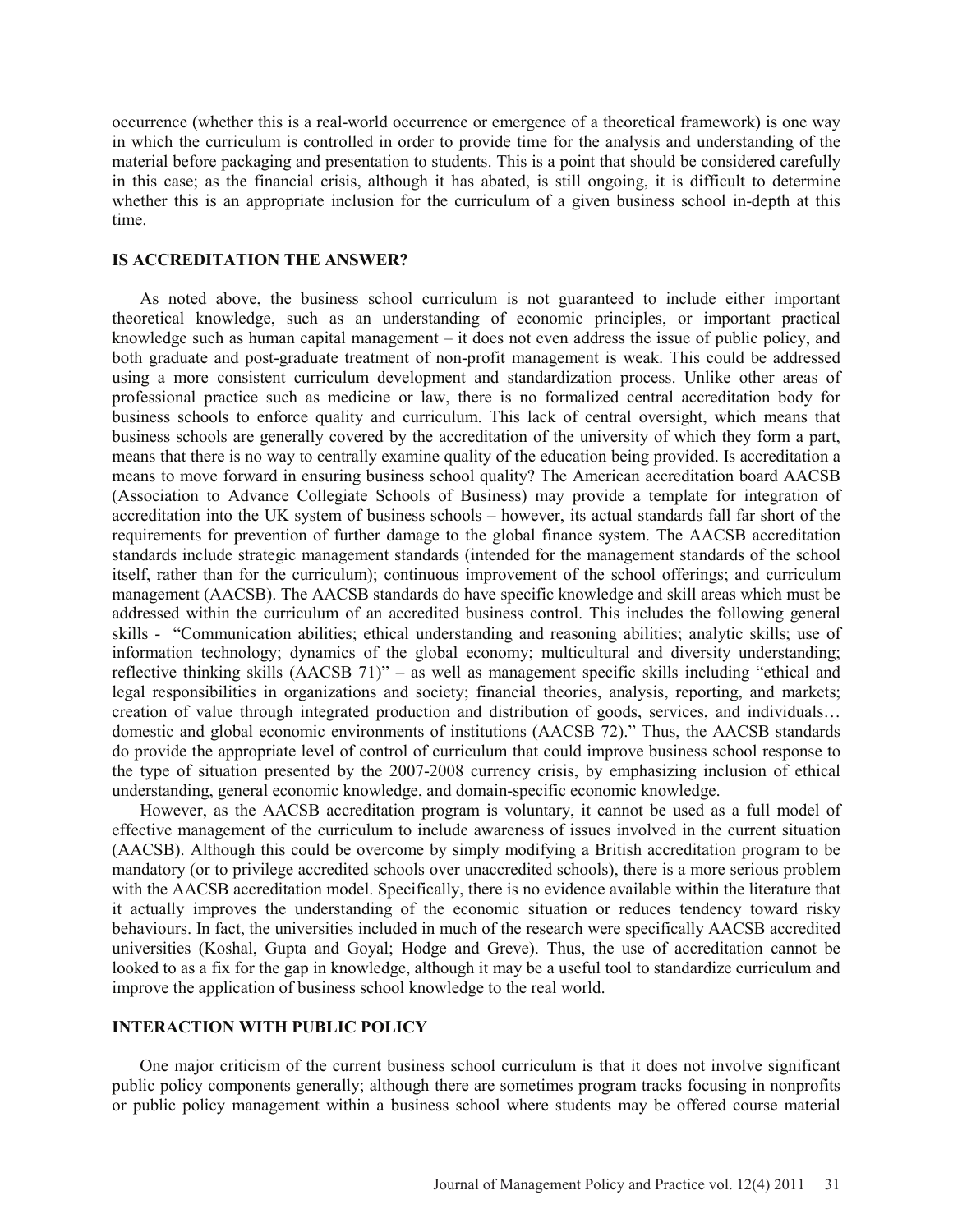occurrence (whether this is a real-world occurrence or emergence of a theoretical framework) is one way in which the curriculum is controlled in order to provide time for the analysis and understanding of the material before packaging and presentation to students. This is a point that should be considered carefully in this case; as the financial crisis, although it has abated, is still ongoing, it is difficult to determine whether this is an appropriate inclusion for the curriculum of a given business school in-depth at this time.

## IS ACCREDITATION THE ANSWER?

As noted above, the business school curriculum is not guaranteed to include either important theoretical knowledge, such as an understanding of economic principles, or important practical knowledge such as human capital management – it does not even address the issue of public policy, and both graduate and post-graduate treatment of non-profit management is weak. This could be addressed using a more consistent curriculum development and standardization process. Unlike other areas of professional practice such as medicine or law, there is no formalized central accreditation body for business schools to enforce quality and curriculum. This lack of central oversight, which means that business schools are generally covered by the accreditation of the university of which they form a part, means that there is no way to centrally examine quality of the education being provided. Is accreditation a means to move forward in ensuring business school quality? The American accreditation board AACSB (Association to Advance Collegiate Schools of Business) may provide a template for integration of accreditation into the UK system of business schools – however, its actual standards fall far short of the requirements for prevention of further damage to the global finance system. The AACSB accreditation standards include strategic management standards (intended for the management standards of the school itself, rather than for the curriculum); continuous improvement of the school offerings; and curriculum management (AACSB). The AACSB standards do have specific knowledge and skill areas which must be addressed within the curriculum of an accredited business control. This includes the following general skills - "Communication abilities; ethical understanding and reasoning abilities; analytic skills; use of information technology; dynamics of the global economy; multicultural and diversity understanding; reflective thinking skills (AACSB 71)" – as well as management specific skills including "ethical and legal responsibilities in organizations and society; financial theories, analysis, reporting, and markets; creation of value through integrated production and distribution of goods, services, and individuals… domestic and global economic environments of institutions (AACSB 72)." Thus, the AACSB standards do provide the appropriate level of control of curriculum that could improve business school response to the type of situation presented by the 2007-2008 currency crisis, by emphasizing inclusion of ethical understanding, general economic knowledge, and domain-specific economic knowledge.

However, as the AACSB accreditation program is voluntary, it cannot be used as a full model of effective management of the curriculum to include awareness of issues involved in the current situation (AACSB). Although this could be overcome by simply modifying a British accreditation program to be mandatory (or to privilege accredited schools over unaccredited schools), there is a more serious problem with the AACSB accreditation model. Specifically, there is no evidence available within the literature that it actually improves the understanding of the economic situation or reduces tendency toward risky behaviours. In fact, the universities included in much of the research were specifically AACSB accredited universities (Koshal, Gupta and Goyal; Hodge and Greve). Thus, the use of accreditation cannot be looked to as a fix for the gap in knowledge, although it may be a useful tool to standardize curriculum and improve the application of business school knowledge to the real world.

## INTERACTION WITH PUBLIC POLICY

One major criticism of the current business school curriculum is that it does not involve significant public policy components generally; although there are sometimes program tracks focusing in nonprofits or public policy management within a business school where students may be offered course material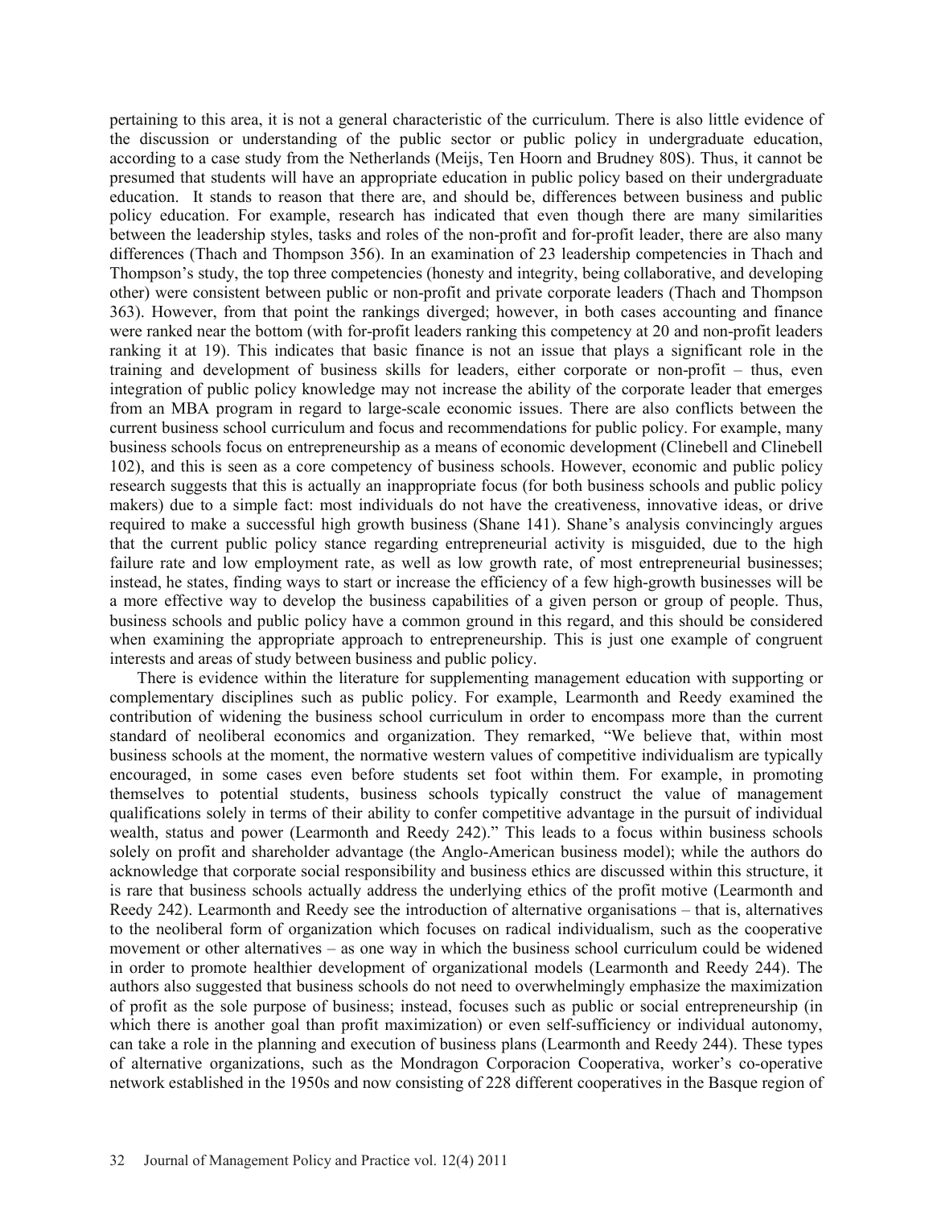pertaining to this area, it is not a general characteristic of the curriculum. There is also little evidence of the discussion or understanding of the public sector or public policy in undergraduate education, according to a case study from the Netherlands (Meijs, Ten Hoorn and Brudney 80S). Thus, it cannot be presumed that students will have an appropriate education in public policy based on their undergraduate education. It stands to reason that there are, and should be, differences between business and public policy education. For example, research has indicated that even though there are many similarities between the leadership styles, tasks and roles of the non-profit and for-profit leader, there are also many differences (Thach and Thompson 356). In an examination of 23 leadership competencies in Thach and Thompson's study, the top three competencies (honesty and integrity, being collaborative, and developing other) were consistent between public or non-profit and private corporate leaders (Thach and Thompson 363). However, from that point the rankings diverged; however, in both cases accounting and finance were ranked near the bottom (with for-profit leaders ranking this competency at 20 and non-profit leaders ranking it at 19). This indicates that basic finance is not an issue that plays a significant role in the training and development of business skills for leaders, either corporate or non-profit – thus, even integration of public policy knowledge may not increase the ability of the corporate leader that emerges from an MBA program in regard to large-scale economic issues. There are also conflicts between the current business school curriculum and focus and recommendations for public policy. For example, many business schools focus on entrepreneurship as a means of economic development (Clinebell and Clinebell 102), and this is seen as a core competency of business schools. However, economic and public policy research suggests that this is actually an inappropriate focus (for both business schools and public policy makers) due to a simple fact: most individuals do not have the creativeness, innovative ideas, or drive required to make a successful high growth business (Shane 141). Shane's analysis convincingly argues that the current public policy stance regarding entrepreneurial activity is misguided, due to the high failure rate and low employment rate, as well as low growth rate, of most entrepreneurial businesses; instead, he states, finding ways to start or increase the efficiency of a few high-growth businesses will be a more effective way to develop the business capabilities of a given person or group of people. Thus, business schools and public policy have a common ground in this regard, and this should be considered when examining the appropriate approach to entrepreneurship. This is just one example of congruent interests and areas of study between business and public policy.

There is evidence within the literature for supplementing management education with supporting or complementary disciplines such as public policy. For example, Learmonth and Reedy examined the contribution of widening the business school curriculum in order to encompass more than the current standard of neoliberal economics and organization. They remarked, "We believe that, within most business schools at the moment, the normative western values of competitive individualism are typically encouraged, in some cases even before students set foot within them. For example, in promoting themselves to potential students, business schools typically construct the value of management qualifications solely in terms of their ability to confer competitive advantage in the pursuit of individual wealth, status and power (Learmonth and Reedy 242)." This leads to a focus within business schools solely on profit and shareholder advantage (the Anglo-American business model); while the authors do acknowledge that corporate social responsibility and business ethics are discussed within this structure, it is rare that business schools actually address the underlying ethics of the profit motive (Learmonth and Reedy 242). Learmonth and Reedy see the introduction of alternative organisations – that is, alternatives to the neoliberal form of organization which focuses on radical individualism, such as the cooperative movement or other alternatives – as one way in which the business school curriculum could be widened in order to promote healthier development of organizational models (Learmonth and Reedy 244). The authors also suggested that business schools do not need to overwhelmingly emphasize the maximization of profit as the sole purpose of business; instead, focuses such as public or social entrepreneurship (in which there is another goal than profit maximization) or even self-sufficiency or individual autonomy, can take a role in the planning and execution of business plans (Learmonth and Reedy 244). These types of alternative organizations, such as the Mondragon Corporacion Cooperativa, worker's co-operative network established in the 1950s and now consisting of 228 different cooperatives in the Basque region of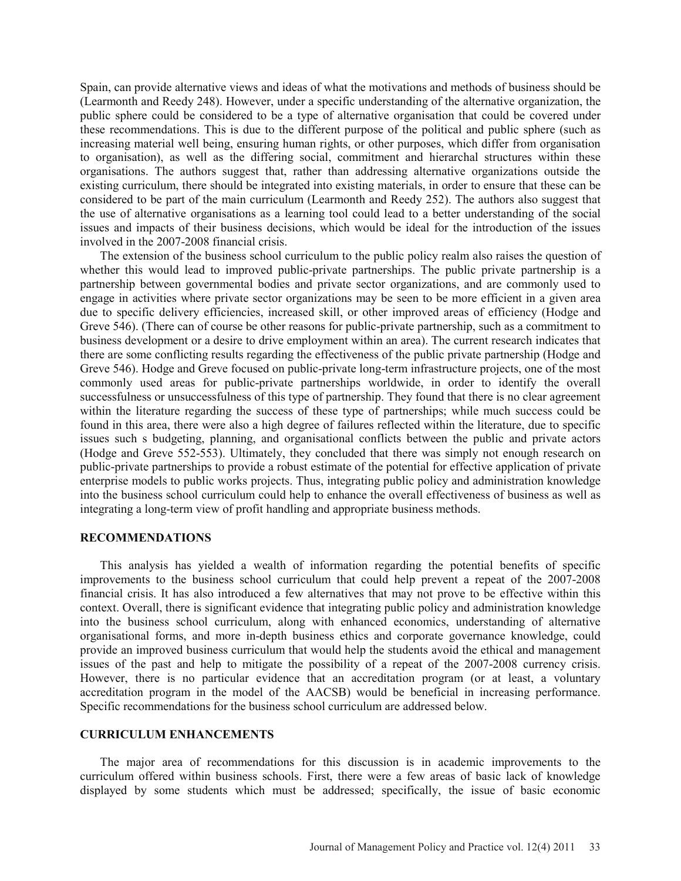Spain, can provide alternative views and ideas of what the motivations and methods of business should be (Learmonth and Reedy 248). However, under a specific understanding of the alternative organization, the public sphere could be considered to be a type of alternative organisation that could be covered under these recommendations. This is due to the different purpose of the political and public sphere (such as increasing material well being, ensuring human rights, or other purposes, which differ from organisation to organisation), as well as the differing social, commitment and hierarchal structures within these organisations. The authors suggest that, rather than addressing alternative organizations outside the existing curriculum, there should be integrated into existing materials, in order to ensure that these can be considered to be part of the main curriculum (Learmonth and Reedy 252). The authors also suggest that the use of alternative organisations as a learning tool could lead to a better understanding of the social issues and impacts of their business decisions, which would be ideal for the introduction of the issues involved in the 2007-2008 financial crisis.

The extension of the business school curriculum to the public policy realm also raises the question of whether this would lead to improved public-private partnerships. The public private partnership is a partnership between governmental bodies and private sector organizations, and are commonly used to engage in activities where private sector organizations may be seen to be more efficient in a given area due to specific delivery efficiencies, increased skill, or other improved areas of efficiency (Hodge and Greve 546). (There can of course be other reasons for public-private partnership, such as a commitment to business development or a desire to drive employment within an area). The current research indicates that there are some conflicting results regarding the effectiveness of the public private partnership (Hodge and Greve 546). Hodge and Greve focused on public-private long-term infrastructure projects, one of the most commonly used areas for public-private partnerships worldwide, in order to identify the overall successfulness or unsuccessfulness of this type of partnership. They found that there is no clear agreement within the literature regarding the success of these type of partnerships; while much success could be found in this area, there were also a high degree of failures reflected within the literature, due to specific issues such s budgeting, planning, and organisational conflicts between the public and private actors (Hodge and Greve 552-553). Ultimately, they concluded that there was simply not enough research on public-private partnerships to provide a robust estimate of the potential for effective application of private enterprise models to public works projects. Thus, integrating public policy and administration knowledge into the business school curriculum could help to enhance the overall effectiveness of business as well as integrating a long-term view of profit handling and appropriate business methods.

## RECOMMENDATIONS

This analysis has yielded a wealth of information regarding the potential benefits of specific improvements to the business school curriculum that could help prevent a repeat of the 2007-2008 financial crisis. It has also introduced a few alternatives that may not prove to be effective within this context. Overall, there is significant evidence that integrating public policy and administration knowledge into the business school curriculum, along with enhanced economics, understanding of alternative organisational forms, and more in-depth business ethics and corporate governance knowledge, could provide an improved business curriculum that would help the students avoid the ethical and management issues of the past and help to mitigate the possibility of a repeat of the 2007-2008 currency crisis. However, there is no particular evidence that an accreditation program (or at least, a voluntary accreditation program in the model of the AACSB) would be beneficial in increasing performance. Specific recommendations for the business school curriculum are addressed below.

## CURRICULUM ENHANCEMENTS

The major area of recommendations for this discussion is in academic improvements to the curriculum offered within business schools. First, there were a few areas of basic lack of knowledge displayed by some students which must be addressed; specifically, the issue of basic economic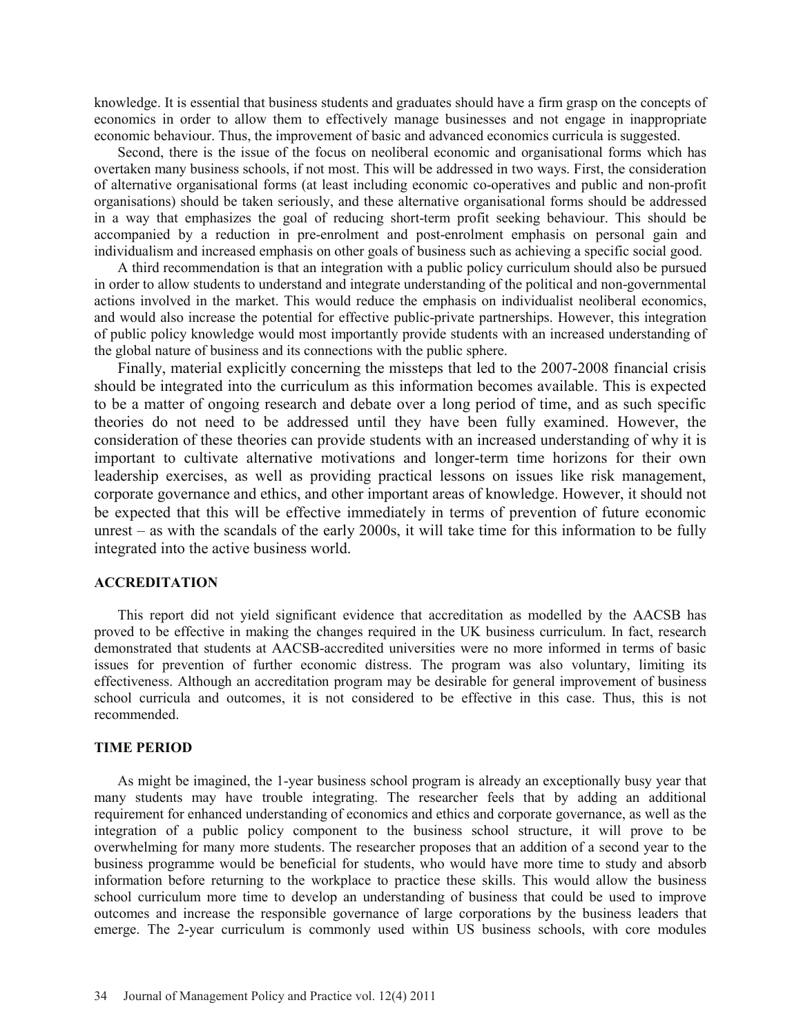knowledge. It is essential that business students and graduates should have a firm grasp on the concepts of economics in order to allow them to effectively manage businesses and not engage in inappropriate economic behaviour. Thus, the improvement of basic and advanced economics curricula is suggested.

Second, there is the issue of the focus on neoliberal economic and organisational forms which has overtaken many business schools, if not most. This will be addressed in two ways. First, the consideration of alternative organisational forms (at least including economic co-operatives and public and non-profit organisations) should be taken seriously, and these alternative organisational forms should be addressed in a way that emphasizes the goal of reducing short-term profit seeking behaviour. This should be accompanied by a reduction in pre-enrolment and post-enrolment emphasis on personal gain and individualism and increased emphasis on other goals of business such as achieving a specific social good.

A third recommendation is that an integration with a public policy curriculum should also be pursued in order to allow students to understand and integrate understanding of the political and non-governmental actions involved in the market. This would reduce the emphasis on individualist neoliberal economics, and would also increase the potential for effective public-private partnerships. However, this integration of public policy knowledge would most importantly provide students with an increased understanding of the global nature of business and its connections with the public sphere.

Finally, material explicitly concerning the missteps that led to the 2007-2008 financial crisis should be integrated into the curriculum as this information becomes available. This is expected to be a matter of ongoing research and debate over a long period of time, and as such specific theories do not need to be addressed until they have been fully examined. However, the consideration of these theories can provide students with an increased understanding of why it is important to cultivate alternative motivations and longer-term time horizons for their own leadership exercises, as well as providing practical lessons on issues like risk management, corporate governance and ethics, and other important areas of knowledge. However, it should not be expected that this will be effective immediately in terms of prevention of future economic unrest – as with the scandals of the early 2000s, it will take time for this information to be fully integrated into the active business world.

## ACCREDITATION

This report did not yield significant evidence that accreditation as modelled by the AACSB has proved to be effective in making the changes required in the UK business curriculum. In fact, research demonstrated that students at AACSB-accredited universities were no more informed in terms of basic issues for prevention of further economic distress. The program was also voluntary, limiting its effectiveness. Although an accreditation program may be desirable for general improvement of business school curricula and outcomes, it is not considered to be effective in this case. Thus, this is not recommended.

## TIME PERIOD

As might be imagined, the 1-year business school program is already an exceptionally busy year that many students may have trouble integrating. The researcher feels that by adding an additional requirement for enhanced understanding of economics and ethics and corporate governance, as well as the integration of a public policy component to the business school structure, it will prove to be overwhelming for many more students. The researcher proposes that an addition of a second year to the business programme would be beneficial for students, who would have more time to study and absorb information before returning to the workplace to practice these skills. This would allow the business school curriculum more time to develop an understanding of business that could be used to improve outcomes and increase the responsible governance of large corporations by the business leaders that emerge. The 2-year curriculum is commonly used within US business schools, with core modules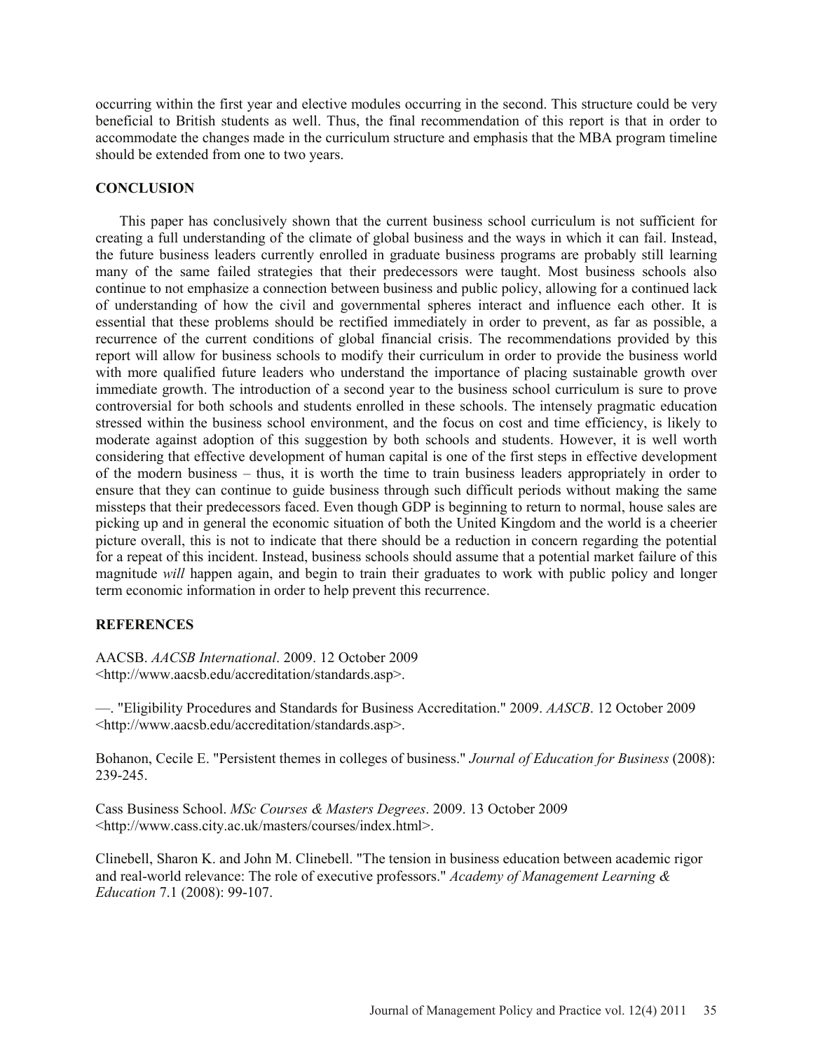occurring within the first year and elective modules occurring in the second. This structure could be very beneficial to British students as well. Thus, the final recommendation of this report is that in order to accommodate the changes made in the curriculum structure and emphasis that the MBA program timeline should be extended from one to two years.

## CONCLUSION

This paper has conclusively shown that the current business school curriculum is not sufficient for creating a full understanding of the climate of global business and the ways in which it can fail. Instead, the future business leaders currently enrolled in graduate business programs are probably still learning many of the same failed strategies that their predecessors were taught. Most business schools also continue to not emphasize a connection between business and public policy, allowing for a continued lack of understanding of how the civil and governmental spheres interact and influence each other. It is essential that these problems should be rectified immediately in order to prevent, as far as possible, a recurrence of the current conditions of global financial crisis. The recommendations provided by this report will allow for business schools to modify their curriculum in order to provide the business world with more qualified future leaders who understand the importance of placing sustainable growth over immediate growth. The introduction of a second year to the business school curriculum is sure to prove controversial for both schools and students enrolled in these schools. The intensely pragmatic education stressed within the business school environment, and the focus on cost and time efficiency, is likely to moderate against adoption of this suggestion by both schools and students. However, it is well worth considering that effective development of human capital is one of the first steps in effective development of the modern business – thus, it is worth the time to train business leaders appropriately in order to ensure that they can continue to guide business through such difficult periods without making the same missteps that their predecessors faced. Even though GDP is beginning to return to normal, house sales are picking up and in general the economic situation of both the United Kingdom and the world is a cheerier picture overall, this is not to indicate that there should be a reduction in concern regarding the potential for a repeat of this incident. Instead, business schools should assume that a potential market failure of this magnitude *will* happen again, and begin to train their graduates to work with public policy and longer term economic information in order to help prevent this recurrence.

## REFERENCES

AACSB. *AACSB International*. 2009. 12 October 2009 <http://www.aacsb.edu/accreditation/standards.asp>.

—. "Eligibility Procedures and Standards for Business Accreditation." 2009. *AASCB*. 12 October 2009 <http://www.aacsb.edu/accreditation/standards.asp>.

Bohanon, Cecile E. "Persistent themes in colleges of business." *Journal of Education for Business* (2008): 239-245.

Cass Business School. *MSc Courses & Masters Degrees*. 2009. 13 October 2009 <http://www.cass.city.ac.uk/masters/courses/index.html>.

Clinebell, Sharon K. and John M. Clinebell. "The tension in business education between academic rigor and real-world relevance: The role of executive professors." *Academy of Management Learning & Education* 7.1 (2008): 99-107.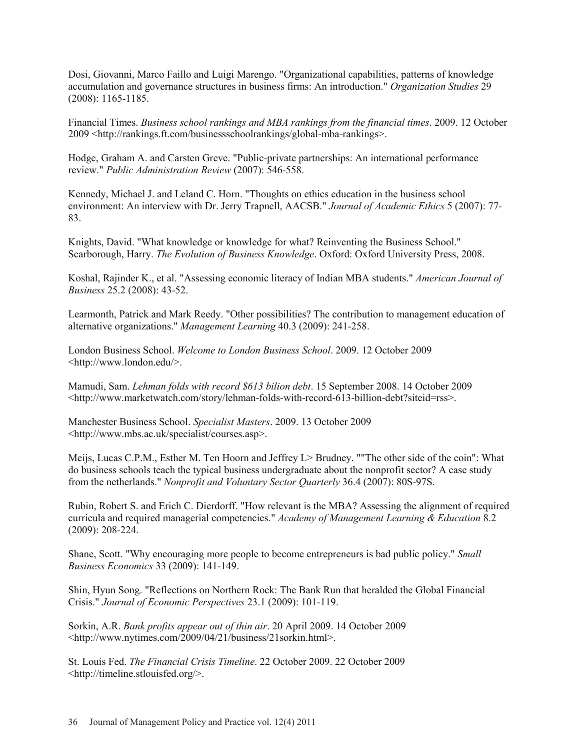Dosi, Giovanni, Marco Faillo and Luigi Marengo. "Organizational capabilities, patterns of knowledge accumulation and governance structures in business firms: An introduction." *Organization Studies* 29 (2008): 1165-1185.

Financial Times. *Business school rankings and MBA rankings from the financial times*. 2009. 12 October 2009 <http://rankings.ft.com/businessschoolrankings/global-mba-rankings>.

Hodge, Graham A. and Carsten Greve. "Public-private partnerships: An international performance review." *Public Administration Review* (2007): 546-558.

Kennedy, Michael J. and Leland C. Horn. "Thoughts on ethics education in the business school environment: An interview with Dr. Jerry Trapnell, AACSB." *Journal of Academic Ethics* 5 (2007): 77-83.

Knights, David. "What knowledge or knowledge for what? Reinventing the Business School." Scarborough, Harry. *The Evolution of Business Knowledge*. Oxford: Oxford University Press, 2008.

Koshal, Rajinder K., et al. "Assessing economic literacy of Indian MBA students." *American Journal of Business* 25.2 (2008): 43-52.

Learmonth, Patrick and Mark Reedy. "Other possibilities? The contribution to management education of alternative organizations." *Management Learning* 40.3 (2009): 241-258.

London Business School. *Welcome to London Business School*. 2009. 12 October 2009 <http://www.london.edu/>.

Mamudi, Sam. *Lehman folds with record $613 bilion debt*. 15 September 2008. 14 October 2009 <http://www.marketwatch.com/story/lehman-folds-with-record-613-billion-debt?siteid=rss>.

Manchester Business School. *Specialist Masters*. 2009. 13 October 2009 <http://www.mbs.ac.uk/specialist/courses.asp>.

Meijs, Lucas C.P.M., Esther M. Ten Hoorn and Jeffrey L> Brudney. ""The other side of the coin": What do business schools teach the typical business undergraduate about the nonprofit sector? A case study from the netherlands." *Nonprofit and Voluntary Sector Quarterly* 36.4 (2007): 80S-97S.

Rubin, Robert S. and Erich C. Dierdorff. "How relevant is the MBA? Assessing the alignment of required curricula and required managerial competencies." *Academy of Management Learning & Education* 8.2 (2009): 208-224.

Shane, Scott. "Why encouraging more people to become entrepreneurs is bad public policy." *Small Business Economics* 33 (2009): 141-149.

Shin, Hyun Song. "Reflections on Northern Rock: The Bank Run that heralded the Global Financial Crisis." *Journal of Economic Perspectives* 23.1 (2009): 101-119.

Sorkin, A.R. *Bank profits appear out of thin air*. 20 April 2009. 14 October 2009 <http://www.nytimes.com/2009/04/21/business/21sorkin.html>.

St. Louis Fed. *The Financial Crisis Timeline*. 22 October 2009. 22 October 2009 <http://timeline.stlouisfed.org/>.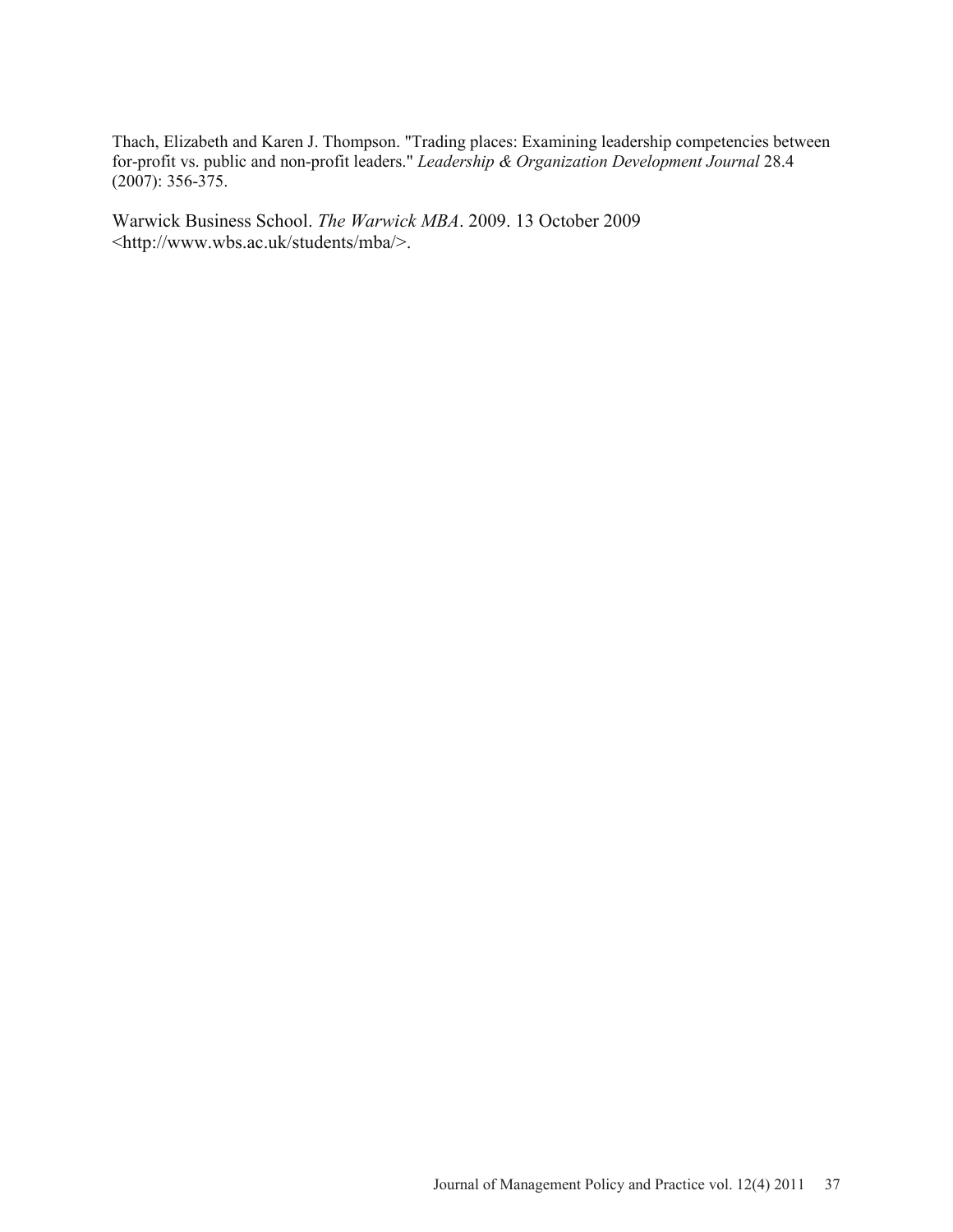Thach, Elizabeth and Karen J. Thompson. "Trading places: Examining leadership competencies between for-profit vs. public and non-profit leaders." *Leadership & Organization Development Journal* 28.4 (2007): 356-375.

Warwick Business School. *The Warwick MBA*. 2009. 13 October 2009 <http://www.wbs.ac.uk/students/mba/>.